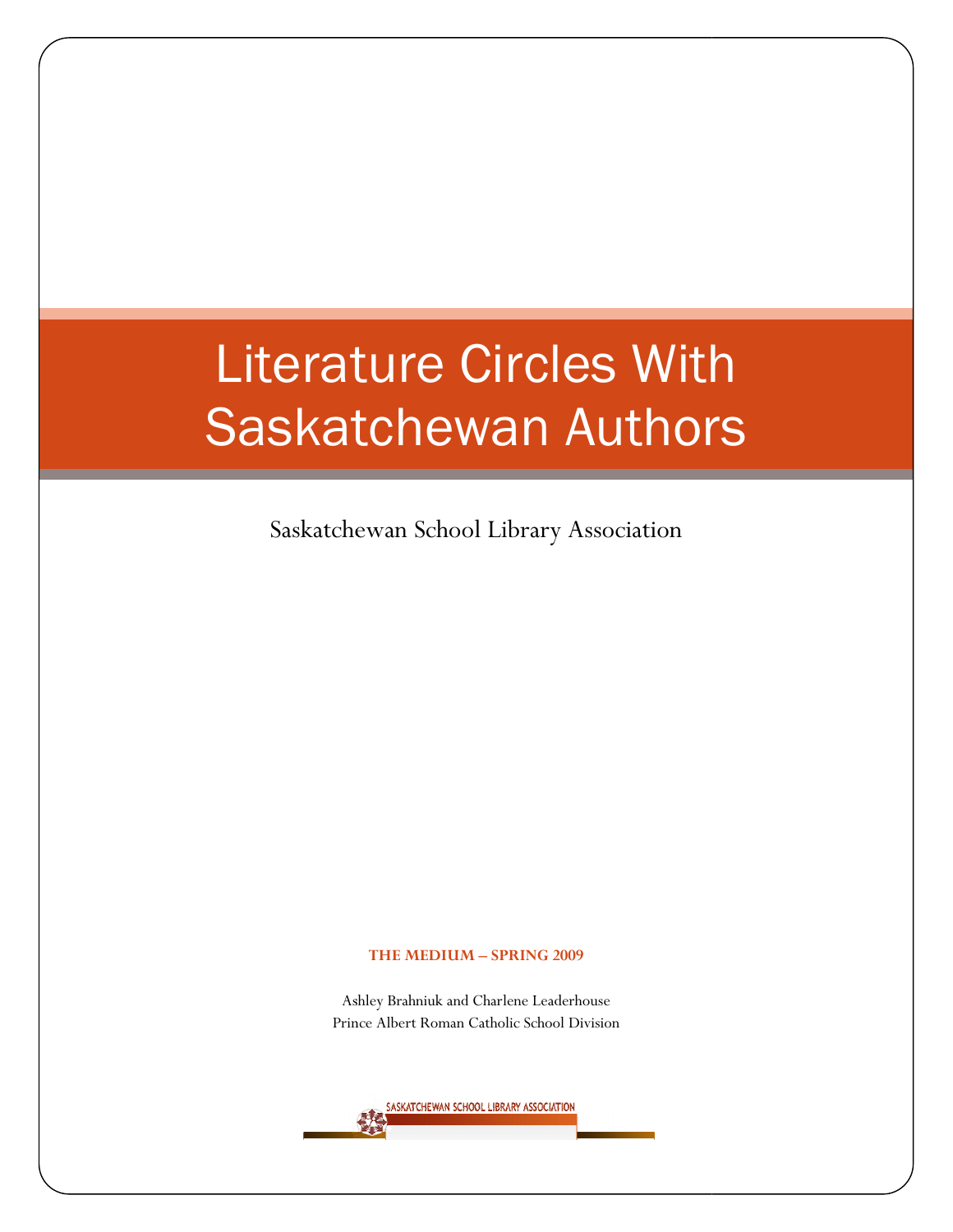# Literature Circles With Saskatchewan Authors

Saskatchewan School Library Association

**THE MEDIUM – SPRING 2009**

Ashley Brahniuk and Charlene Leaderhouse
Prince Albert Roman Catholic School Division

SASKATCHEWAN SCHOOL LIBRARY ASSOCIATION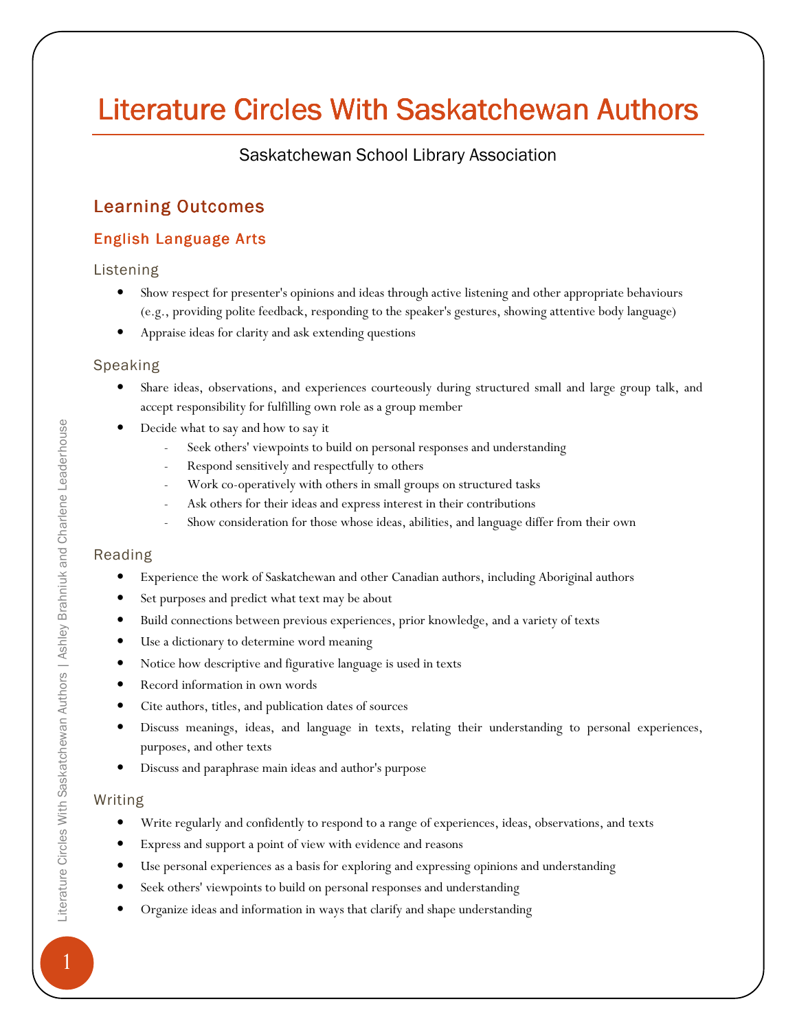# Literature Circles With Saskatchewan Authors

Saskatchewan School Library Association

## Learning Outcomes

### English Language Arts

#### Listening

- Show respect for presenter's opinions and ideas through active listening and other appropriate behaviours (e.g., providing polite feedback, responding to the speaker's gestures, showing attentive body language)
- Appraise ideas for clarity and ask extending questions

#### Speaking

- Share ideas, observations, and experiences courteously during structured small and large group talk, and accept responsibility for fulfilling own role as a group member
- Decide what to say and how to say it
  - Seek others' viewpoints to build on personal responses and understanding
  - Respond sensitively and respectfully to others
  - Work co-operatively with others in small groups on structured tasks
  - Ask others for their ideas and express interest in their contributions
  - Show consideration for those whose ideas, abilities, and language differ from their own

#### Reading

- Experience the work of Saskatchewan and other Canadian authors, including Aboriginal authors
- Set purposes and predict what text may be about
- Build connections between previous experiences, prior knowledge, and a variety of texts
- Use a dictionary to determine word meaning
- Notice how descriptive and figurative language is used in texts
- Record information in own words
- Cite authors, titles, and publication dates of sources
- Discuss meanings, ideas, and language in texts, relating their understanding to personal experiences, purposes, and other texts
- Discuss and paraphrase main ideas and author's purpose

#### Writing

- Write regularly and confidently to respond to a range of experiences, ideas, observations, and texts
- Express and support a point of view with evidence and reasons
- Use personal experiences as a basis for exploring and expressing opinions and understanding
- Seek others' viewpoints to build on personal responses and understanding
- Organize ideas and information in ways that clarify and shape understanding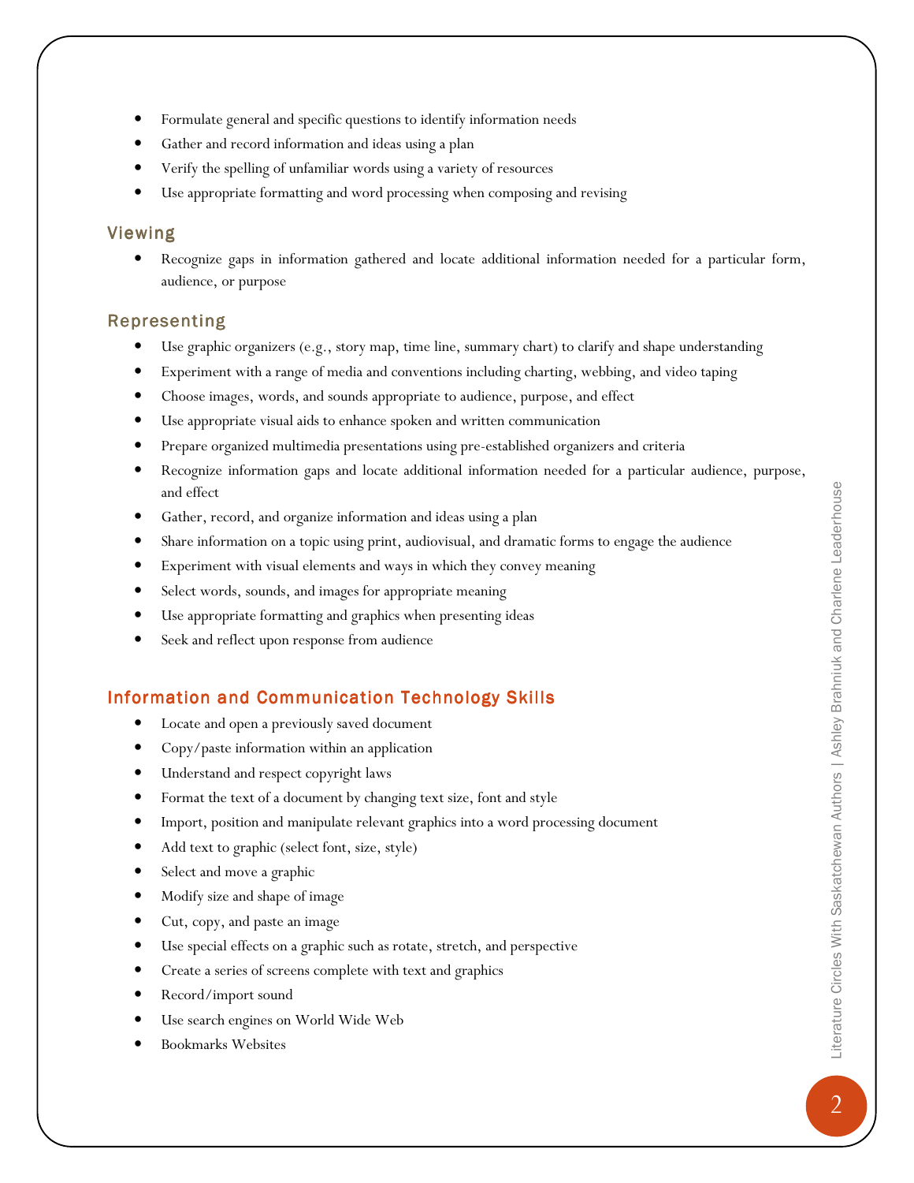- Formulate general and specific questions to identify information needs
- Gather and record information and ideas using a plan
- Verify the spelling of unfamiliar words using a variety of resources
- Use appropriate formatting and word processing when composing and revising

### Viewing

- Recognize gaps in information gathered and locate additional information needed for a particular form, audience, or purpose

### Representing

- Use graphic organizers (e.g., story map, time line, summary chart) to clarify and shape understanding
- Experiment with a range of media and conventions including charting, webbing, and video taping
- Choose images, words, and sounds appropriate to audience, purpose, and effect
- Use appropriate visual aids to enhance spoken and written communication
- Prepare organized multimedia presentations using pre-established organizers and criteria
- Recognize information gaps and locate additional information needed for a particular audience, purpose, and effect
- Gather, record, and organize information and ideas using a plan
- Share information on a topic using print, audiovisual, and dramatic forms to engage the audience
- Experiment with visual elements and ways in which they convey meaning
- Select words, sounds, and images for appropriate meaning
- Use appropriate formatting and graphics when presenting ideas
- Seek and reflect upon response from audience

## Information and Communication Technology Skills

- Locate and open a previously saved document
- Copy/paste information within an application
- Understand and respect copyright laws
- Format the text of a document by changing text size, font and style
- Import, position and manipulate relevant graphics into a word processing document
- Add text to graphic (select font, size, style)
- Select and move a graphic
- Modify size and shape of image
- Cut, copy, and paste an image
- Use special effects on a graphic such as rotate, stretch, and perspective
- Create a series of screens complete with text and graphics
- Record/import sound
- Use search engines on World Wide Web
- Bookmarks Websites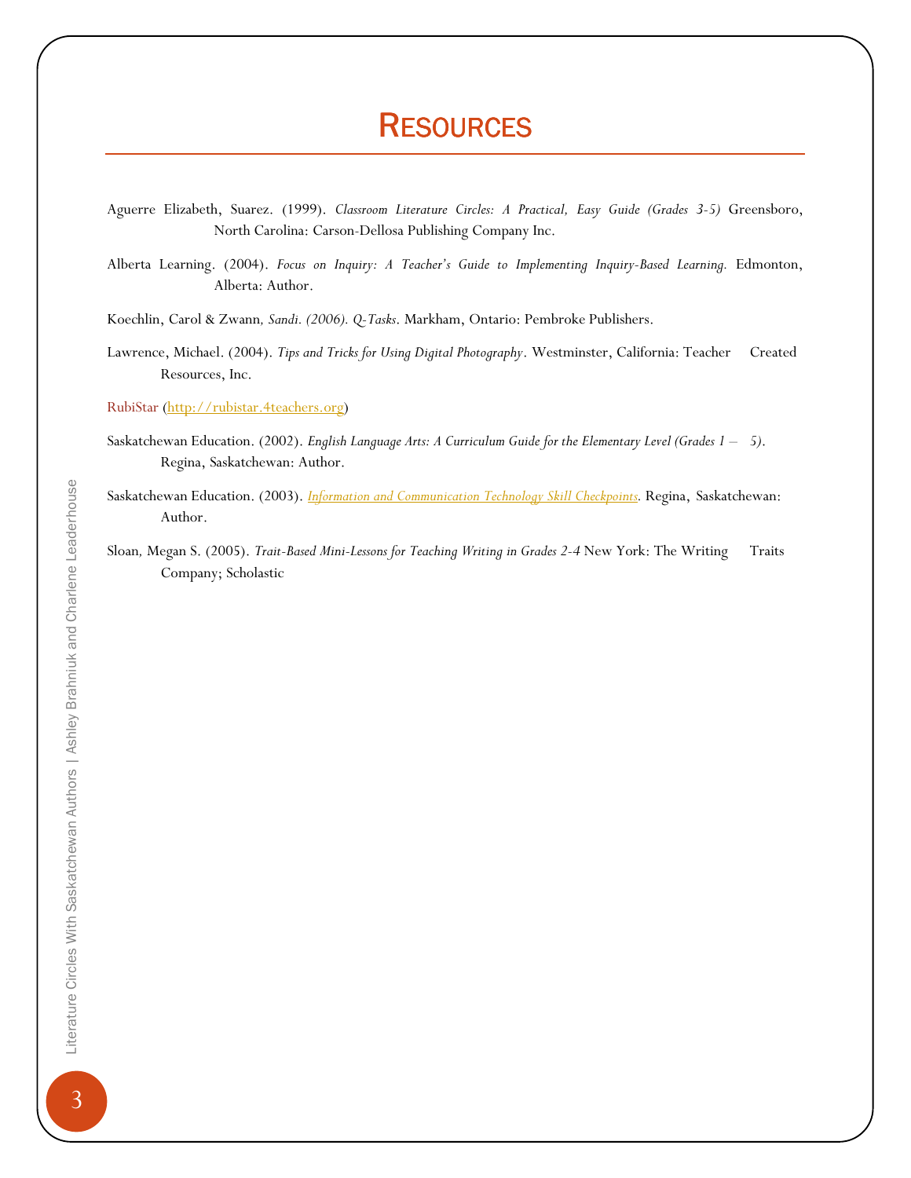# RESOURCES

Aguerre Elizabeth, Suarez. (1999). *Classroom Literature Circles: A Practical, Easy Guide (Grades 3-5)* Greensboro, North Carolina: Carson-Dellosa Publishing Company Inc.

Alberta Learning. (2004). *Focus on Inquiry: A Teacher's Guide to Implementing Inquiry-Based Learning.* Edmonton, Alberta: Author.

Koechlin, Carol & Zwann*, Sandi. (2006). Q-Tasks*. Markham, Ontario: Pembroke Publishers.

Lawrence, Michael. (2004). *Tips and Tricks for Using Digital Photography*. Westminster, California: Teacher Created Resources, Inc.

RubiStar (http://rubistar.4teachers.org)

Saskatchewan Education. (2002). *English Language Arts: A Curriculum Guide for the Elementary Level (Grades 1 – 5)*. Regina, Saskatchewan: Author.

Saskatchewan Education. (2003). *Information and Communication Technology Skill Checkpoints*. Regina, Saskatchewan: Author.

Sloan, Megan S. (2005). *Trait-Based Mini-Lessons for Teaching Writing in Grades 2-4* New York: The Writing Traits Company; Scholastic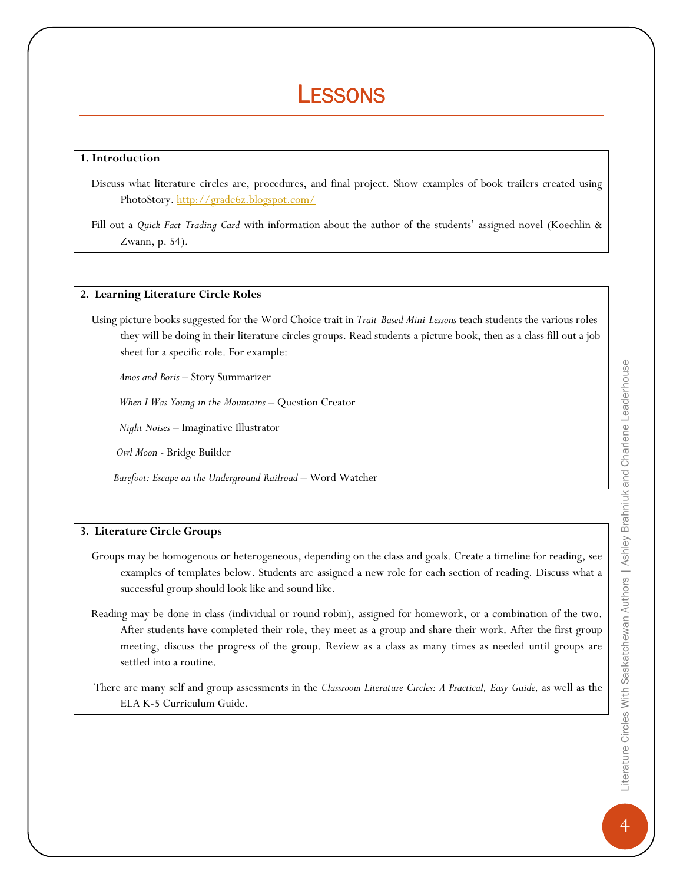# Lessons

### 1. Introduction

Discuss what literature circles are, procedures, and final project. Show examples of book trailers created using PhotoStory. http://grade6z.blogspot.com/

Fill out a *Quick Fact Trading Card* with information about the author of the students' assigned novel (Koechlin & Zwann, p. 54).

### 2. Learning Literature Circle Roles

Using picture books suggested for the Word Choice trait in *Trait-Based Mini-Lessons* teach students the various roles they will be doing in their literature circles groups. Read students a picture book, then as a class fill out a job sheet for a specific role. For example:

*Amos and Boris* – Story Summarizer

*When I Was Young in the Mountains* – Question Creator

*Night Noises* – Imaginative Illustrator

*Owl Moon* - Bridge Builder

*Barefoot: Escape on the Underground Railroad* – Word Watcher

### 3. Literature Circle Groups

Groups may be homogenous or heterogeneous, depending on the class and goals. Create a timeline for reading, see examples of templates below. Students are assigned a new role for each section of reading. Discuss what a successful group should look like and sound like.

Reading may be done in class (individual or round robin), assigned for homework, or a combination of the two. After students have completed their role, they meet as a group and share their work. After the first group meeting, discuss the progress of the group. Review as a class as many times as needed until groups are settled into a routine.

There are many self and group assessments in the *Classroom Literature Circles: A Practical, Easy Guide,* as well as the ELA K-5 Curriculum Guide.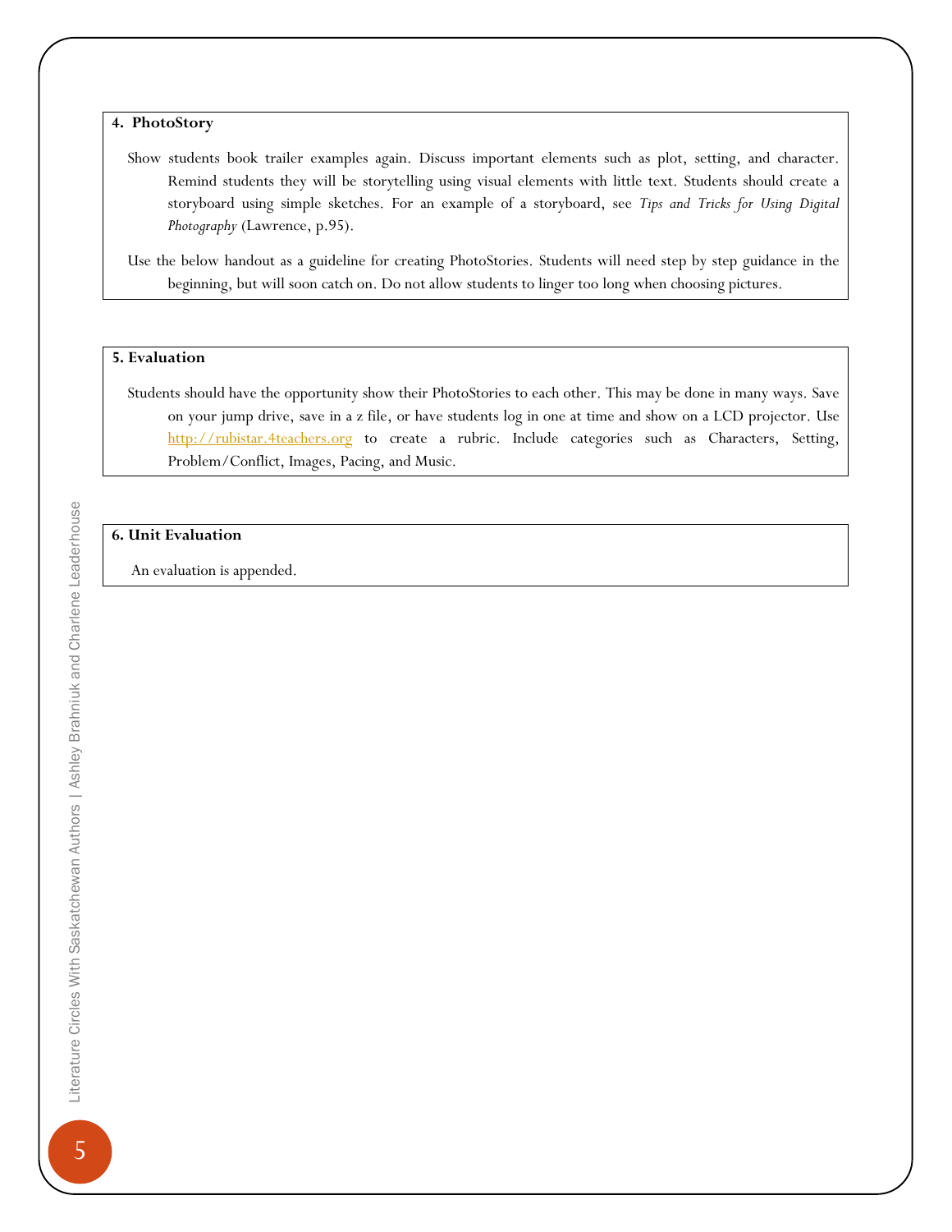### 4. PhotoStory

Show students book trailer examples again. Discuss important elements such as plot, setting, and character. Remind students they will be storytelling using visual elements with little text. Students should create a storyboard using simple sketches. For an example of a storyboard, see *Tips and Tricks for Using Digital Photography* (Lawrence, p.95).

Use the below handout as a guideline for creating PhotoStories. Students will need step by step guidance in the beginning, but will soon catch on. Do not allow students to linger too long when choosing pictures.

### 5. Evaluation

Students should have the opportunity show their PhotoStories to each other. This may be done in many ways. Save on your jump drive, save in a z file, or have students log in one at time and show on a LCD projector. Use http://rubistar.4teachers.org to create a rubric. Include categories such as Characters, Setting, Problem/Conflict, Images, Pacing, and Music.

### 6. Unit Evaluation

An evaluation is appended.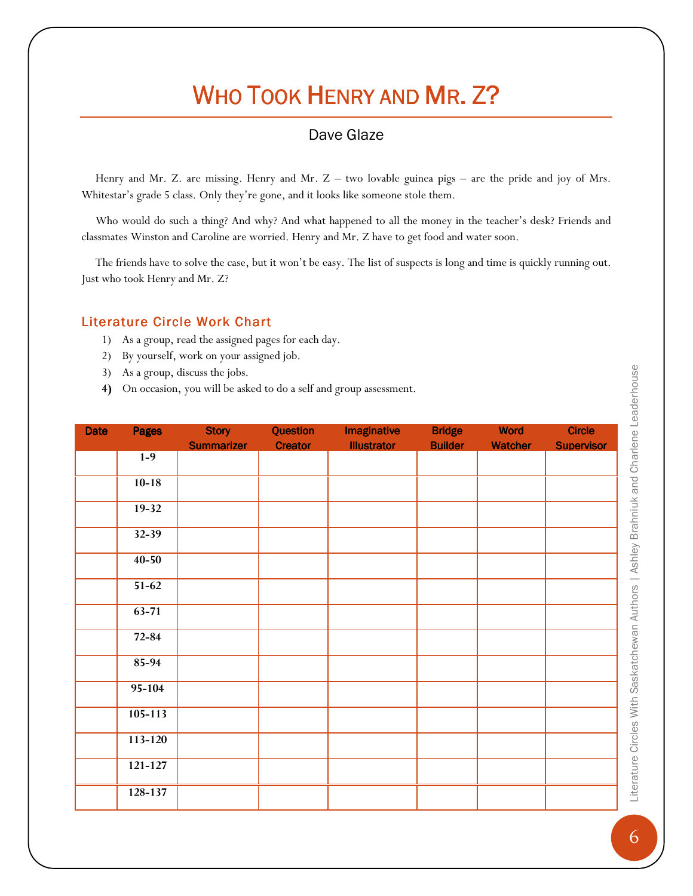# Who Took Henry and Mr. Z?

## Dave Glaze

Henry and Mr. Z. are missing. Henry and Mr. Z – two lovable guinea pigs – are the pride and joy of Mrs. Whitestar's grade 5 class. Only they're gone, and it looks like someone stole them.

Who would do such a thing? And why? And what happened to all the money in the teacher's desk? Friends and classmates Winston and Caroline are worried. Henry and Mr. Z have to get food and water soon.

The friends have to solve the case, but it won't be easy. The list of suspects is long and time is quickly running out. Just who took Henry and Mr. Z?

### Literature Circle Work Chart

1) As a group, read the assigned pages for each day.
2) By yourself, work on your assigned job.
3) As a group, discuss the jobs.
4) On occasion, you will be asked to do a self and group assessment.

| Date | Pages | Story Summarizer | Question Creator | Imaginative Illustrator | Bridge Builder | Word Watcher | Circle Supervisor |
|---|---|---|---|---|---|---|---|
| | 1-9 | | | | | | |
| | 10-18 | | | | | | |
| | 19-32 | | | | | | |
| | 32-39 | | | | | | |
| | 40-50 | | | | | | |
| | 51-62 | | | | | | |
| | 63-71 | | | | | | |
| | 72-84 | | | | | | |
| | 85-94 | | | | | | |
| | 95-104 | | | | | | |
| | 105-113 | | | | | | |
| | 113-120 | | | | | | |
| | 121-127 | | | | | | |
| | 128-137 | | | | | | |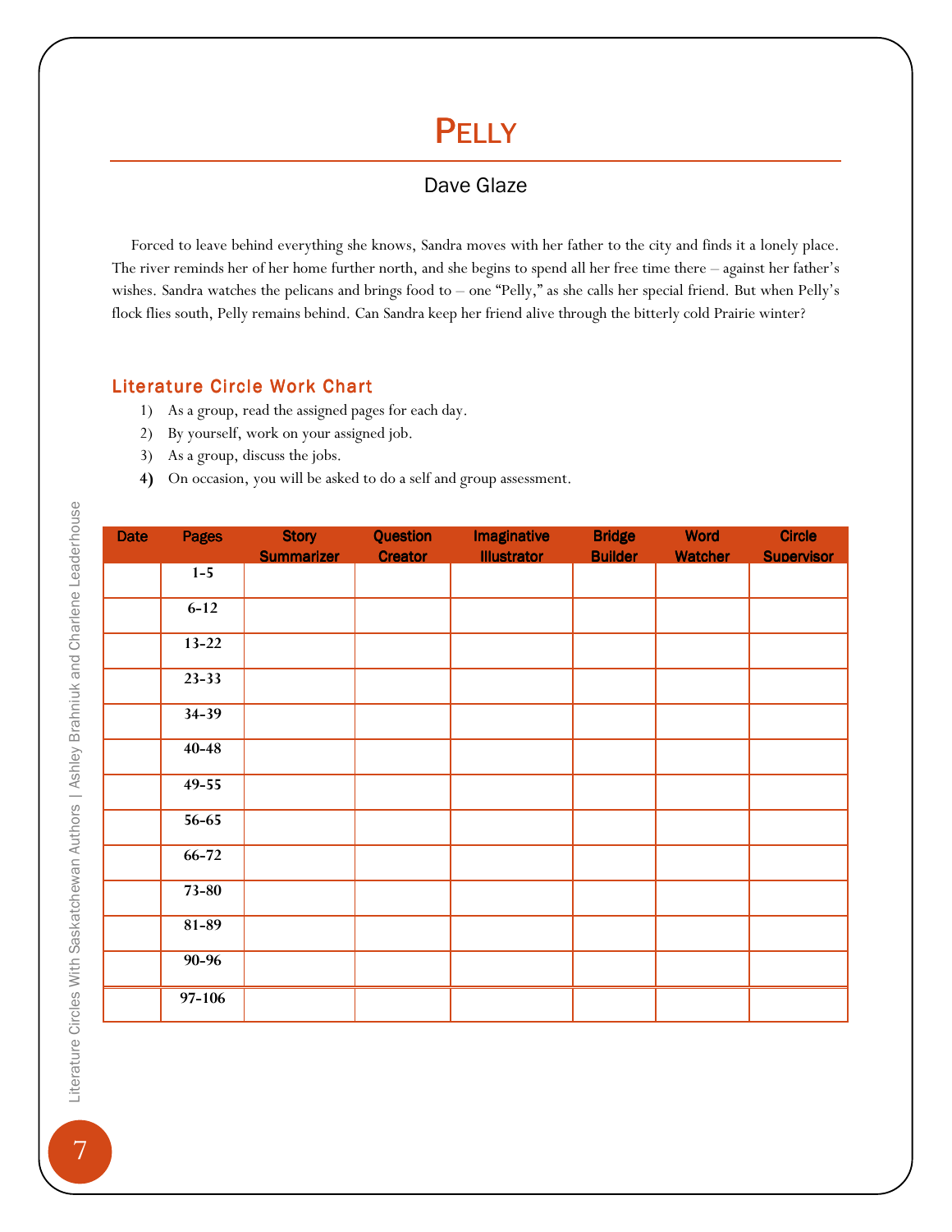# Pelly

## Dave Glaze

Forced to leave behind everything she knows, Sandra moves with her father to the city and finds it a lonely place. The river reminds her of her home further north, and she begins to spend all her free time there – against her father's wishes. Sandra watches the pelicans and brings food to – one "Pelly," as she calls her special friend. But when Pelly's flock flies south, Pelly remains behind. Can Sandra keep her friend alive through the bitterly cold Prairie winter?

### Literature Circle Work Chart

1) As a group, read the assigned pages for each day.
2) By yourself, work on your assigned job.
3) As a group, discuss the jobs.
4) On occasion, you will be asked to do a self and group assessment.

| Date | Pages | Story Summarizer | Question Creator | Imaginative Illustrator | Bridge Builder | Word Watcher | Circle Supervisor |
|---|---|---|---|---|---|---|---|
| | 1-5 | | | | | | |
| | 6-12 | | | | | | |
| | 13-22 | | | | | | |
| | 23-33 | | | | | | |
| | 34-39 | | | | | | |
| | 40-48 | | | | | | |
| | 49-55 | | | | | | |
| | 56-65 | | | | | | |
| | 66-72 | | | | | | |
| | 73-80 | | | | | | |
| | 81-89 | | | | | | |
| | 90-96 | | | | | | |
| | 97-106 | | | | | | |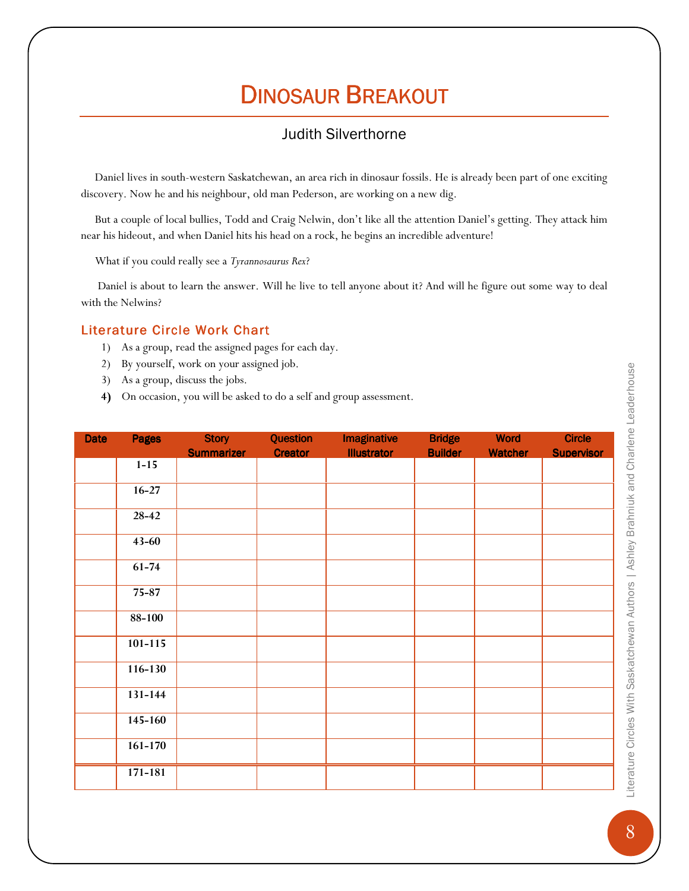# Dinosaur Breakout

Judith Silverthorne

Daniel lives in south-western Saskatchewan, an area rich in dinosaur fossils. He is already been part of one exciting discovery. Now he and his neighbour, old man Pederson, are working on a new dig.

But a couple of local bullies, Todd and Craig Nelwin, don't like all the attention Daniel's getting. They attack him near his hideout, and when Daniel hits his head on a rock, he begins an incredible adventure!

What if you could really see a *Tyrannosaurus Rex*?

Daniel is about to learn the answer. Will he live to tell anyone about it? And will he figure out some way to deal with the Nelwins?

## Literature Circle Work Chart

1) As a group, read the assigned pages for each day.
2) By yourself, work on your assigned job.
3) As a group, discuss the jobs.
4) On occasion, you will be asked to do a self and group assessment.

| Date | Pages | Story Summarizer | Question Creator | Imaginative Illustrator | Bridge Builder | Word Watcher | Circle Supervisor |
|---|---|---|---|---|---|---|---|
| | 1-15 | | | | | | |
| | 16-27 | | | | | | |
| | 28-42 | | | | | | |
| | 43-60 | | | | | | |
| | 61-74 | | | | | | |
| | 75-87 | | | | | | |
| | 88-100 | | | | | | |
| | 101-115 | | | | | | |
| | 116-130 | | | | | | |
| | 131-144 | | | | | | |
| | 145-160 | | | | | | |
| | 161-170 | | | | | | |
| | 171-181 | | | | | | |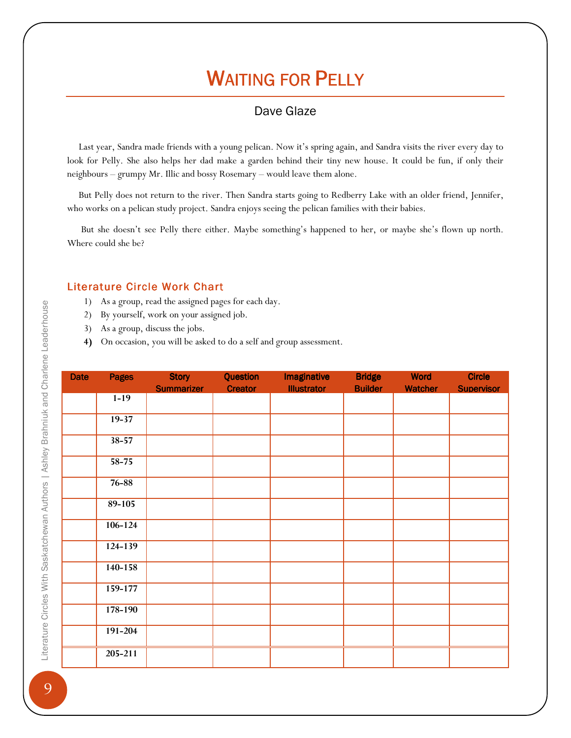# Waiting for Pelly

## Dave Glaze

Last year, Sandra made friends with a young pelican. Now it's spring again, and Sandra visits the river every day to look for Pelly. She also helps her dad make a garden behind their tiny new house. It could be fun, if only their neighbours – grumpy Mr. Illic and bossy Rosemary – would leave them alone.

But Pelly does not return to the river. Then Sandra starts going to Redberry Lake with an older friend, Jennifer, who works on a pelican study project. Sandra enjoys seeing the pelican families with their babies.

But she doesn't see Pelly there either. Maybe something's happened to her, or maybe she's flown up north. Where could she be?

### Literature Circle Work Chart

1) As a group, read the assigned pages for each day.
2) By yourself, work on your assigned job.
3) As a group, discuss the jobs.
4) On occasion, you will be asked to do a self and group assessment.

| Date | Pages | Story Summarizer | Question Creator | Imaginative Illustrator | Bridge Builder | Word Watcher | Circle Supervisor |
|---|---|---|---|---|---|---|---|
| | 1-19 | | | | | | |
| | 19-37 | | | | | | |
| | 38-57 | | | | | | |
| | 58-75 | | | | | | |
| | 76-88 | | | | | | |
| | 89-105 | | | | | | |
| | 106-124 | | | | | | |
| | 124-139 | | | | | | |
| | 140-158 | | | | | | |
| | 159-177 | | | | | | |
| | 178-190 | | | | | | |
| | 191-204 | | | | | | |
| | 205-211 | | | | | | |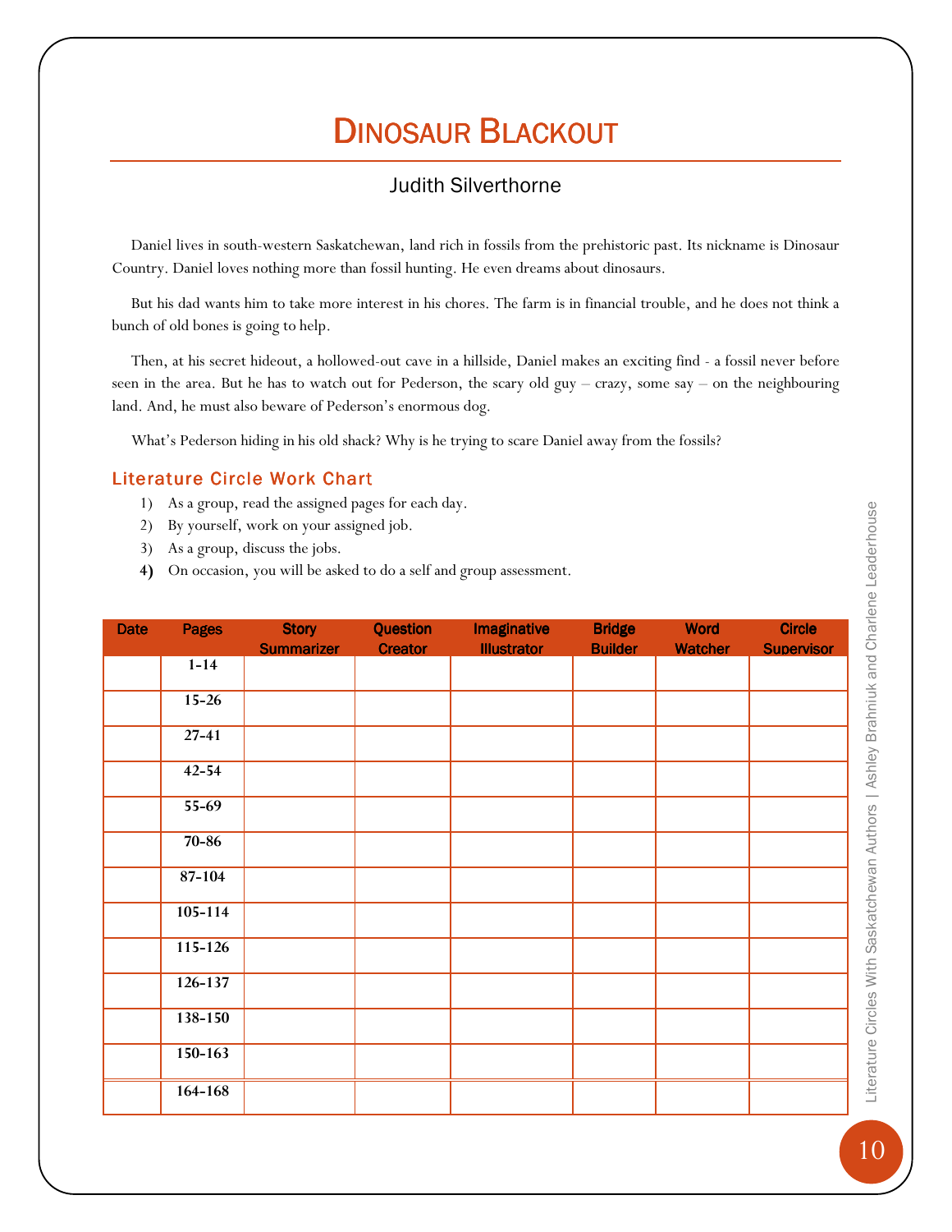# Dinosaur Blackout

## Judith Silverthorne

Daniel lives in south-western Saskatchewan, land rich in fossils from the prehistoric past. Its nickname is Dinosaur Country. Daniel loves nothing more than fossil hunting. He even dreams about dinosaurs.

But his dad wants him to take more interest in his chores. The farm is in financial trouble, and he does not think a bunch of old bones is going to help.

Then, at his secret hideout, a hollowed-out cave in a hillside, Daniel makes an exciting find - a fossil never before seen in the area. But he has to watch out for Pederson, the scary old guy – crazy, some say – on the neighbouring land. And, he must also beware of Pederson's enormous dog.

What's Pederson hiding in his old shack? Why is he trying to scare Daniel away from the fossils?

### Literature Circle Work Chart

1) As a group, read the assigned pages for each day.
2) By yourself, work on your assigned job.
3) As a group, discuss the jobs.
4) On occasion, you will be asked to do a self and group assessment.

| Date | Pages | Story Summarizer | Question Creator | Imaginative Illustrator | Bridge Builder | Word Watcher | Circle Supervisor |
|---|---|---|---|---|---|---|---|
| | 1-14 | | | | | | |
| | 15-26 | | | | | | |
| | 27-41 | | | | | | |
| | 42-54 | | | | | | |
| | 55-69 | | | | | | |
| | 70-86 | | | | | | |
| | 87-104 | | | | | | |
| | 105-114 | | | | | | |
| | 115-126 | | | | | | |
| | 126-137 | | | | | | |
| | 138-150 | | | | | | |
| | 150-163 | | | | | | |
| | 164-168 | | | | | | |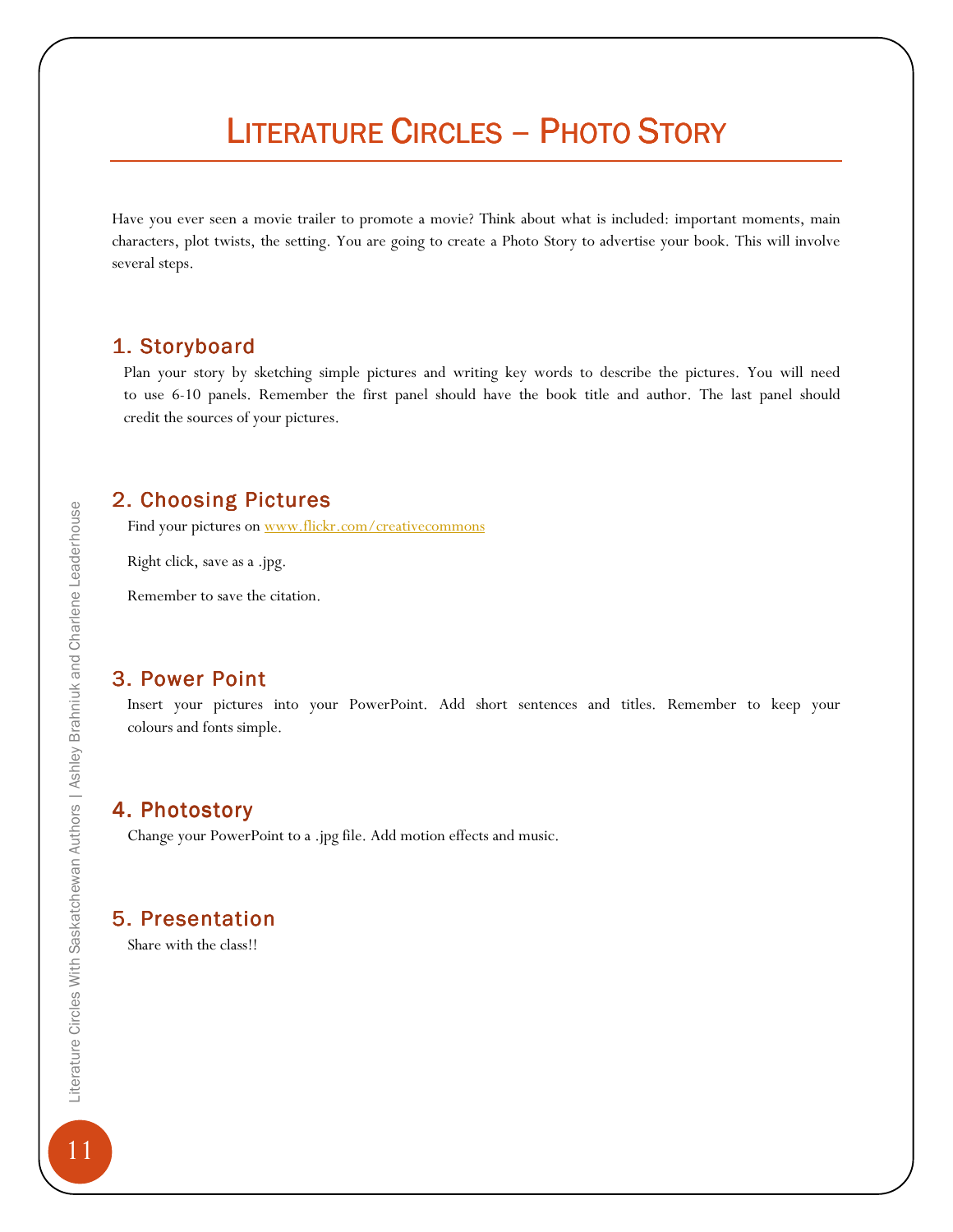# Literature Circles – Photo Story

Have you ever seen a movie trailer to promote a movie? Think about what is included: important moments, main characters, plot twists, the setting. You are going to create a Photo Story to advertise your book. This will involve several steps.

## 1. Storyboard

Plan your story by sketching simple pictures and writing key words to describe the pictures. You will need to use 6-10 panels. Remember the first panel should have the book title and author. The last panel should credit the sources of your pictures.

## 2. Choosing Pictures

Find your pictures on www.flickr.com/creativecommons

Right click, save as a .jpg.

Remember to save the citation.

## 3. Power Point

Insert your pictures into your PowerPoint. Add short sentences and titles. Remember to keep your colours and fonts simple.

## 4. Photostory

Change your PowerPoint to a .jpg file. Add motion effects and music.

## 5. Presentation

Share with the class!!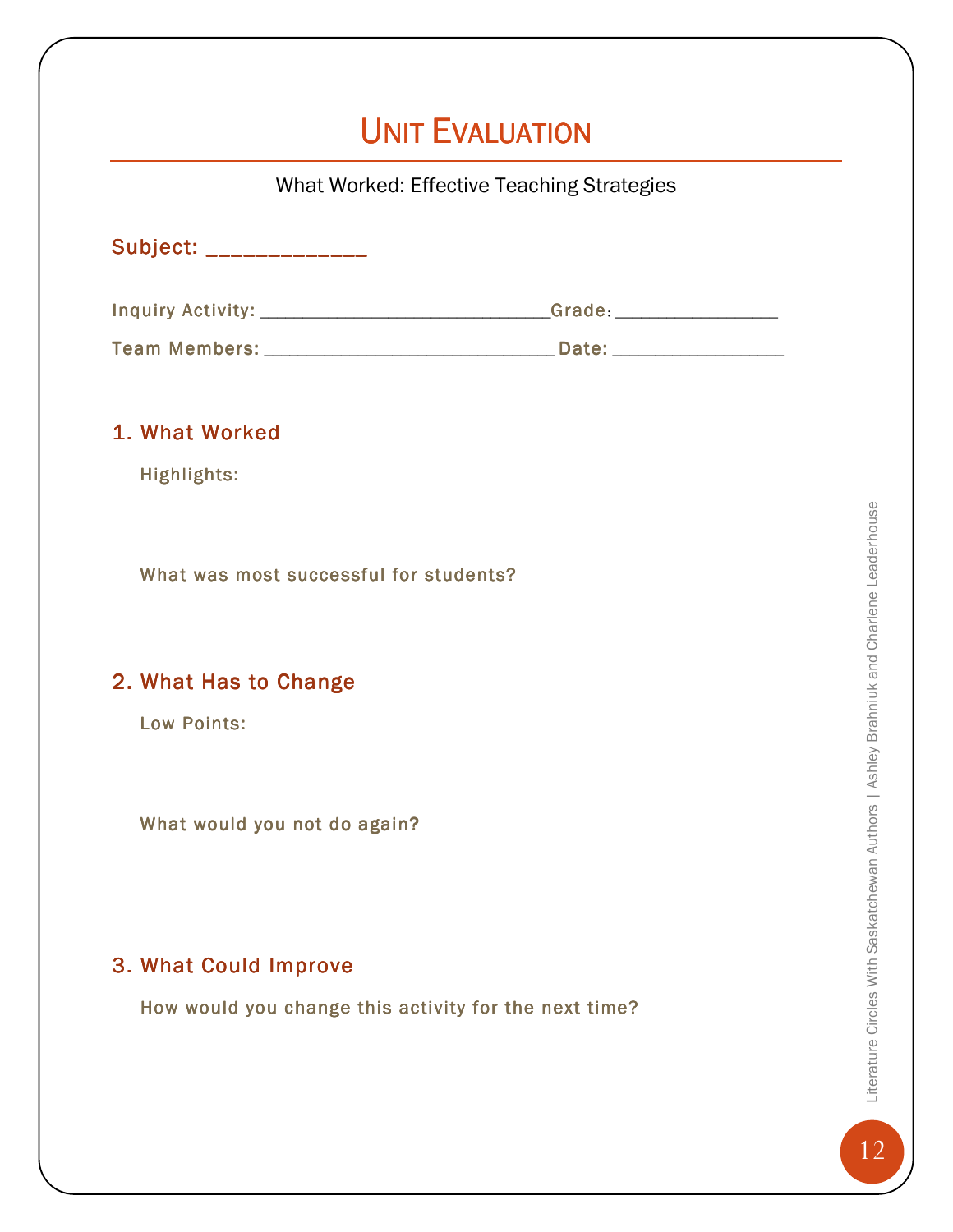# Unit Evaluation

What Worked: Effective Teaching Strategies

**Subject:** _____________

Inquiry Activity: ______________________________ Grade: ________________

Team Members: ______________________________ Date: ________________

## 1. What Worked

Highlights:

What was most successful for students?

## 2. What Has to Change

Low Points:

What would you not do again?

## 3. What Could Improve

How would you change this activity for the next time?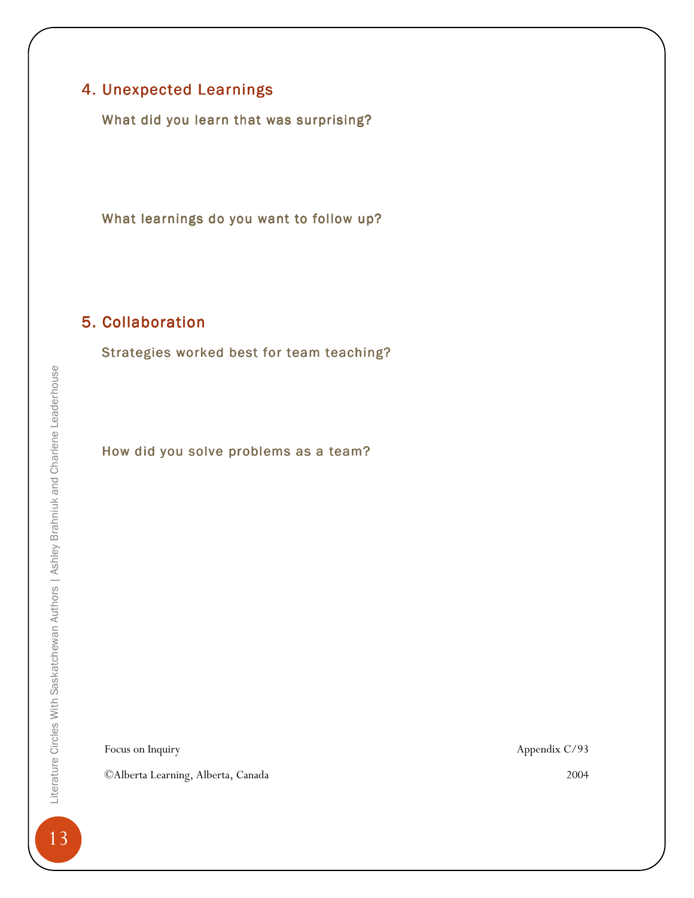## 4. Unexpected Learnings

What did you learn that was surprising?

What learnings do you want to follow up?

## 5. Collaboration

Strategies worked best for team teaching?

How did you solve problems as a team?

Focus on Inquiry　　Appendix C/93

©Alberta Learning, Alberta, Canada　　2004